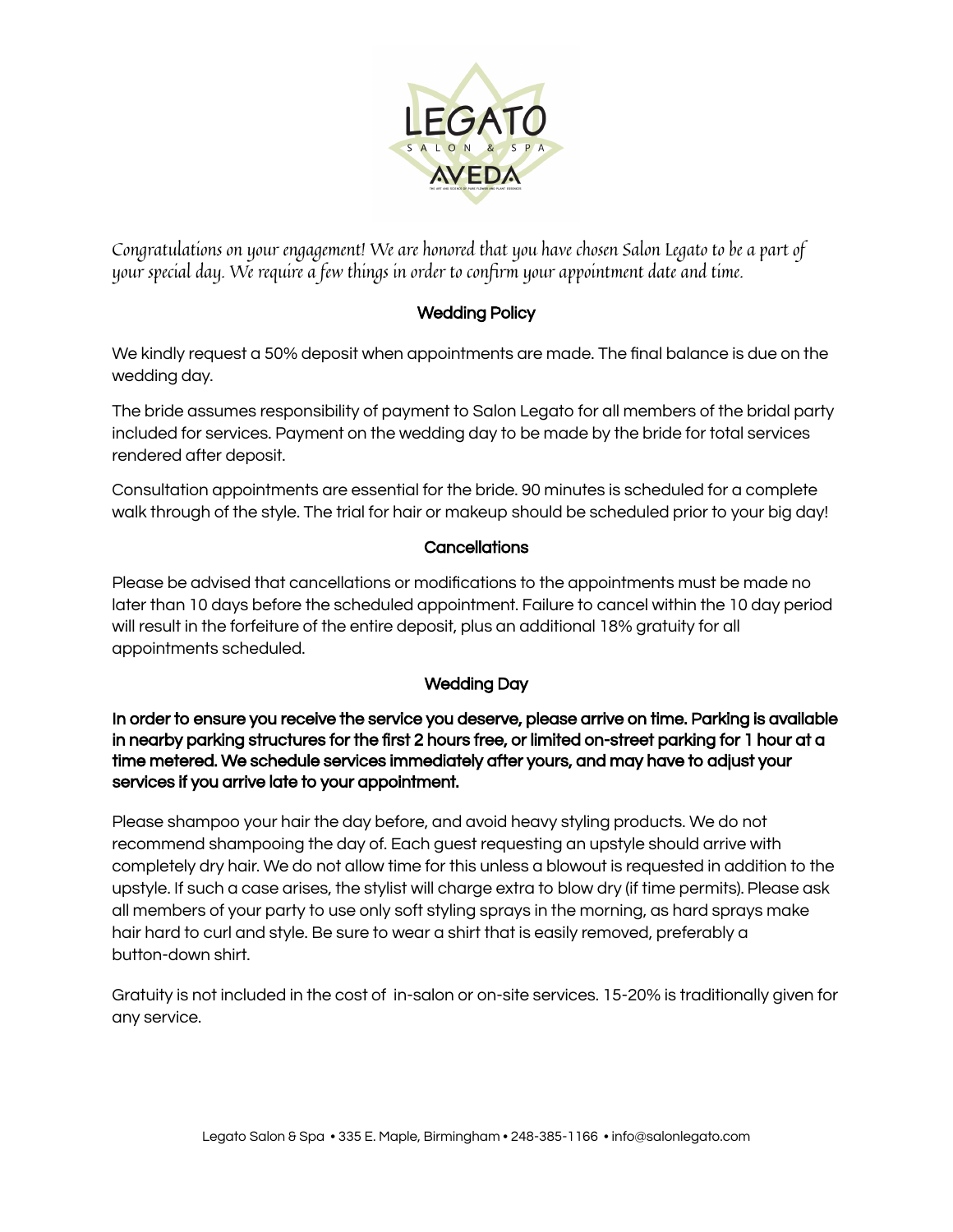*Congratulations on your engagement! We are honored that you have chosen Salon Legato to be a part of your special day. We require a few things in order to confirm your appointment date and time.*

## Wedding Policy

We kindly request a 50% deposit when appointments are made. The final balance is due on the wedding day.

The bride assumes responsibility of payment to Salon Legato for all members of the bridal party included for services. Payment on the wedding day to be made by the bride for total services rendered after deposit.

Consultation appointments are essential for the bride. 90 minutes is scheduled for a complete walk through of the style. The trial for hair or makeup should be scheduled prior to your big day!

## Cancellations

Please be advised that cancellations or modifications to the appointments must be made no later than 10 days before the scheduled appointment. Failure to cancel within the 10 day period will result in the forfeiture of the entire deposit, plus an additional 18% gratuity for all appointments scheduled.

## Wedding Day

**In order to ensure you receive the service you deserve, please arrive on time. Parking is available in nearby parking structures for the first 2 hours free, or limited on-street parking for 1 hour at a time metered. We schedule services immediately after yours, and may have to adjust your services if you arrive late to your appointment.**

Please shampoo your hair the day before, and avoid heavy styling products. We do not recommend shampooing the day of. Each guest requesting an upstyle should arrive with completely dry hair. We do not allow time for this unless a blowout is requested in addition to the upstyle. If such a case arises, the stylist will charge extra to blow dry (if time permits). Please ask all members of your party to use only soft styling sprays in the morning, as hard sprays make hair hard to curl and style. Be sure to wear a shirt that is easily removed, preferably a button-down shirt.

Gratuity is not included in the cost of in-salon or on-site services. 15-20% is traditionally given for any service.

Legato Salon & Spa • 335 E. Maple, Birmingham • 248-385-1166 • info@salonlegato.com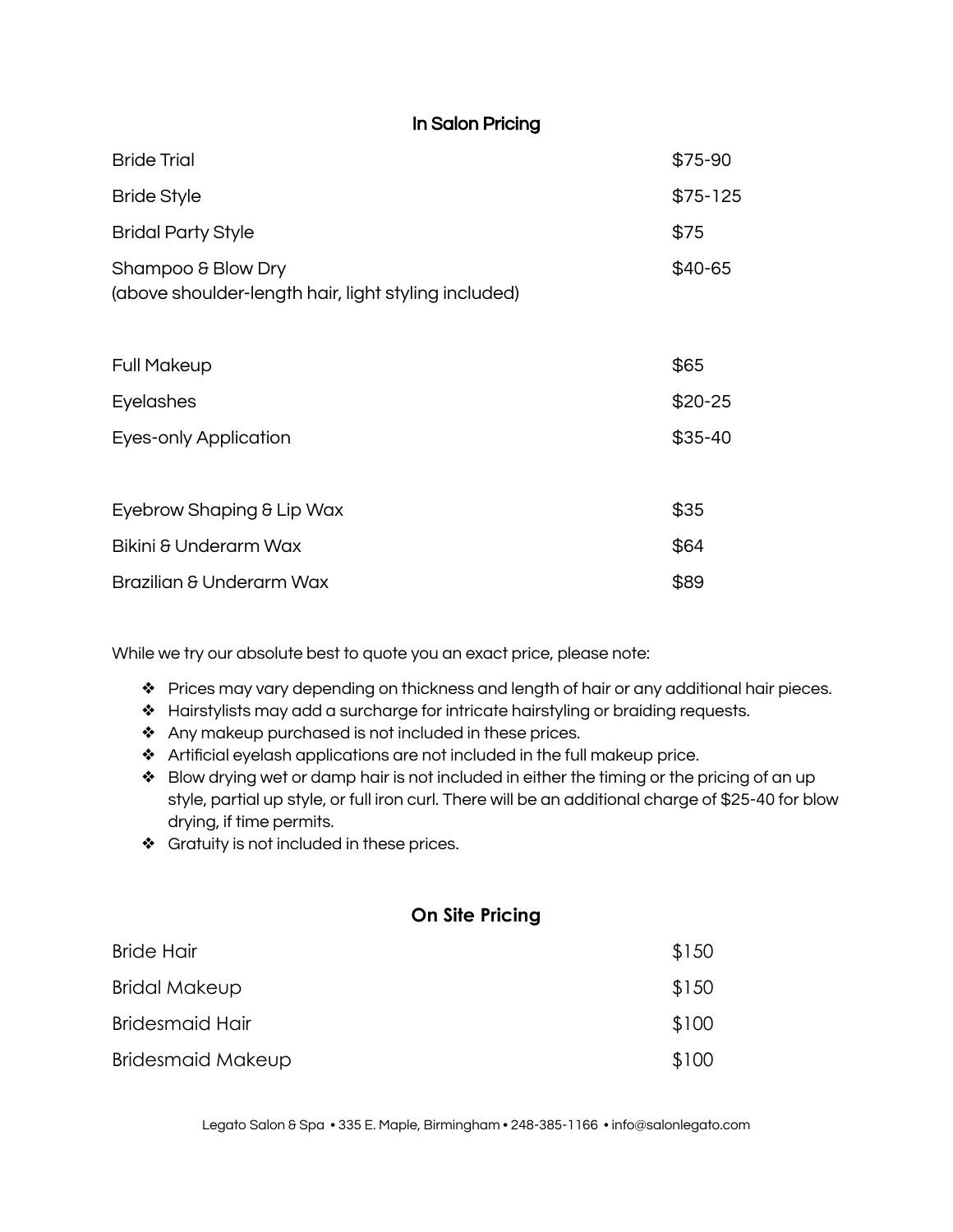## In Salon Pricing

| Service | Price |
| --- | --- |
| Bride Trial | $75-90 |
| Bride Style | $75-125 |
| Bridal Party Style | $75 |
| Shampoo & Blow Dry (above shoulder-length hair, light styling included) | $40-65 |
| | |
| Full Makeup | $65 |
| Eyelashes | $20-25 |
| Eyes-only Application | $35-40 |
| | |
| Eyebrow Shaping & Lip Wax | $35 |
| Bikini & Underarm Wax | $64 |
| Brazilian & Underarm Wax | $89 |

While we try our absolute best to quote you an exact price, please note:

- Prices may vary depending on thickness and length of hair or any additional hair pieces.
- Hairstylists may add a surcharge for intricate hairstyling or braiding requests.
- Any makeup purchased is not included in these prices.
- Artificial eyelash applications are not included in the full makeup price.
- Blow drying wet or damp hair is not included in either the timing or the pricing of an up style, partial up style, or full iron curl. There will be an additional charge of $25-40 for blow drying, if time permits.
- Gratuity is not included in these prices.

## On Site Pricing

| Service | Price |
| --- | --- |
| Bride Hair | $150 |
| Bridal Makeup | $150 |
| Bridesmaid Hair | $100 |
| Bridesmaid Makeup | $100 |

Legato Salon & Spa • 335 E. Maple, Birmingham • 248-385-1166 • info@salonlegato.com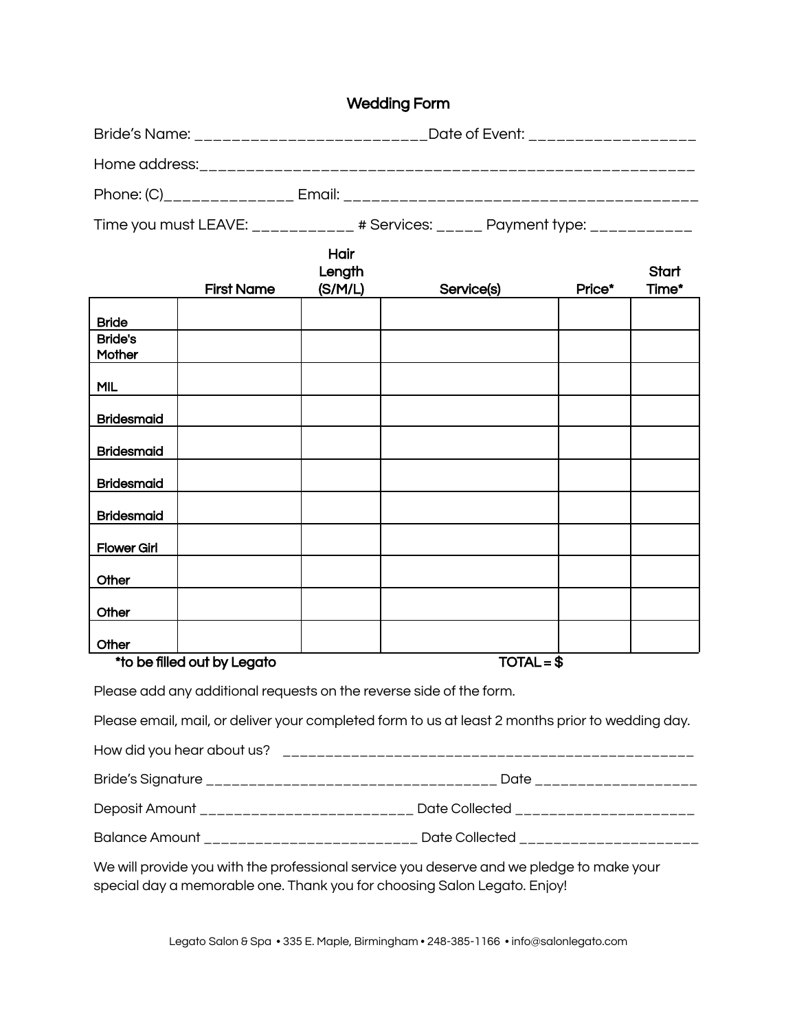# Wedding Form

Bride's Name: _________________________Date of Event: __________________

Home address:_______________________________________________________

Phone: (C)______________ Email: ______________________________________

Time you must LEAVE: ___________ # Services: _____ Payment type: ___________

| | First Name | Hair Length (S/M/L) | Service(s) | Price* | Start Time* |
|---|---|---|---|---|---|
| Bride | | | | | |
| Bride's Mother | | | | | |
| MIL | | | | | |
| Bridesmaid | | | | | |
| Bridesmaid | | | | | |
| Bridesmaid | | | | | |
| Bridesmaid | | | | | |
| Flower Girl | | | | | |
| Other | | | | | |
| Other | | | | | |
| Other | | | | | |

*to be filled out by Legato TOTAL = $

Please add any additional requests on the reverse side of the form.

Please email, mail, or deliver your completed form to us at least 2 months prior to wedding day.

How did you hear about us? _________________________________________________

Bride's Signature ___________________________________ Date __________________

Deposit Amount _________________________ Date Collected _____________________

Balance Amount _________________________ Date Collected _____________________

We will provide you with the professional service you deserve and we pledge to make your special day a memorable one. Thank you for choosing Salon Legato. Enjoy!

Legato Salon & Spa • 335 E. Maple, Birmingham • 248-385-1166 • info@salonlegato.com